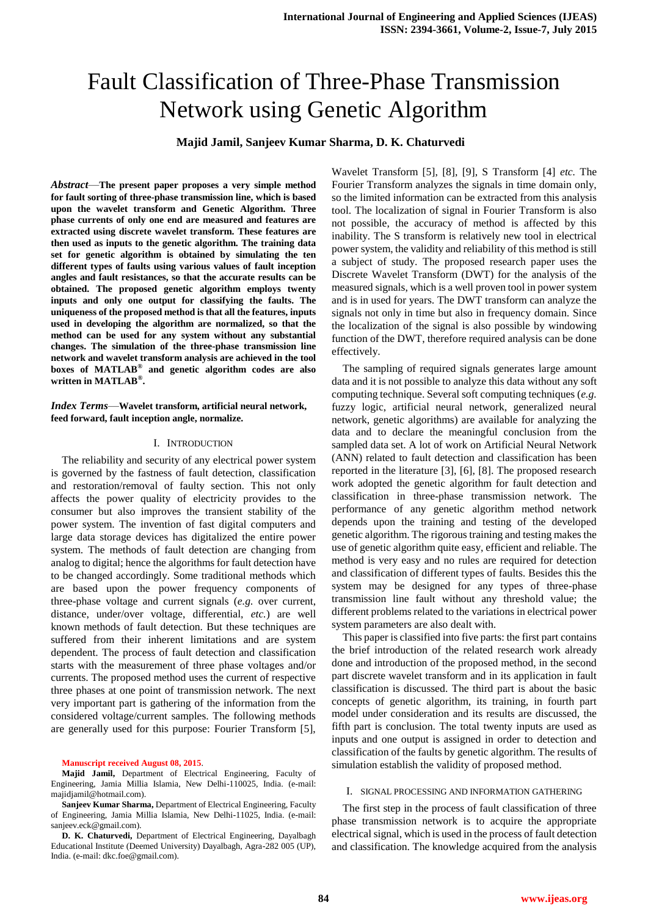# Fault Classification of Three-Phase Transmission Network using Genetic Algorithm

**Majid Jamil, Sanjeev Kumar Sharma, D. K. Chaturvedi**

***Abstract*—The present paper proposes a very simple method for fault sorting of three-phase transmission line, which is based upon the wavelet transform and Genetic Algorithm. Three phase currents of only one end are measured and features are extracted using discrete wavelet transform. These features are then used as inputs to the genetic algorithm. The training data set for genetic algorithm is obtained by simulating the ten different types of faults using various values of fault inception angles and fault resistances, so that the accurate results can be obtained. The proposed genetic algorithm employs twenty inputs and only one output for classifying the faults. The uniqueness of the proposed method is that all the features, inputs used in developing the algorithm are normalized, so that the method can be used for any system without any substantial changes. The simulation of the three-phase transmission line network and wavelet transform analysis are achieved in the tool boxes of MATLAB® and genetic algorithm codes are also written in MATLAB®.**

***Index Terms*—Wavelet transform, artificial neural network, feed forward, fault inception angle, normalize.**

## I. Introduction

The reliability and security of any electrical power system is governed by the fastness of fault detection, classification and restoration/removal of faulty section. This not only affects the power quality of electricity provides to the consumer but also improves the transient stability of the power system. The invention of fast digital computers and large data storage devices has digitalized the entire power system. The methods of fault detection are changing from analog to digital; hence the algorithms for fault detection have to be changed accordingly. Some traditional methods which are based upon the power frequency components of three-phase voltage and current signals (*e.g.* over current, distance, under/over voltage, differential, *etc.*) are well known methods of fault detection. But these techniques are suffered from their inherent limitations and are system dependent. The process of fault detection and classification starts with the measurement of three phase voltages and/or currents. The proposed method uses the current of respective three phases at one point of transmission network. The next very important part is gathering of the information from the considered voltage/current samples. The following methods are generally used for this purpose: Fourier Transform [5], Wavelet Transform [5], [8], [9], S Transform [4] *etc.* The Fourier Transform analyzes the signals in time domain only, so the limited information can be extracted from this analysis tool. The localization of signal in Fourier Transform is also not possible, the accuracy of method is affected by this inability. The S transform is relatively new tool in electrical power system, the validity and reliability of this method is still a subject of study. The proposed research paper uses the Discrete Wavelet Transform (DWT) for the analysis of the measured signals, which is a well proven tool in power system and is in used for years. The DWT transform can analyze the signals not only in time but also in frequency domain. Since the localization of the signal is also possible by windowing function of the DWT, therefore required analysis can be done effectively.

The sampling of required signals generates large amount data and it is not possible to analyze this data without any soft computing technique. Several soft computing techniques (*e.g.* fuzzy logic, artificial neural network, generalized neural network, genetic algorithms) are available for analyzing the data and to declare the meaningful conclusion from the sampled data set. A lot of work on Artificial Neural Network (ANN) related to fault detection and classification has been reported in the literature [3], [6], [8]. The proposed research work adopted the genetic algorithm for fault detection and classification in three-phase transmission network. The performance of any genetic algorithm method network depends upon the training and testing of the developed genetic algorithm. The rigorous training and testing makes the use of genetic algorithm quite easy, efficient and reliable. The method is very easy and no rules are required for detection and classification of different types of faults. Besides this the system may be designed for any types of three-phase transmission line fault without any threshold value; the different problems related to the variations in electrical power system parameters are also dealt with.

This paper is classified into five parts: the first part contains the brief introduction of the related research work already done and introduction of the proposed method, in the second part discrete wavelet transform and in its application in fault classification is discussed. The third part is about the basic concepts of genetic algorithm, its training, in fourth part model under consideration and its results are discussed, the fifth part is conclusion. The total twenty inputs are used as inputs and one output is assigned in order to detection and classification of the faults by genetic algorithm. The results of simulation establish the validity of proposed method.

## I. Signal Processing and Information Gathering

The first step in the process of fault classification of three phase transmission network is to acquire the appropriate electrical signal, which is used in the process of fault detection and classification. The knowledge acquired from the analysis

**Manuscript received August 08, 2015.**

**Majid Jamil,** Department of Electrical Engineering, Faculty of Engineering, Jamia Millia Islamia, New Delhi-110025, India. (e-mail: majidjamil@hotmail.com).

**Sanjeev Kumar Sharma,** Department of Electrical Engineering, Faculty of Engineering, Jamia Millia Islamia, New Delhi-11025, India. (e-mail: sanjeev.eck@gmail.com).

**D. K. Chaturvedi,** Department of Electrical Engineering, Dayalbagh Educational Institute (Deemed University) Dayalbagh, Agra-282 005 (UP), India. (e-mail: dkc.foe@gmail.com).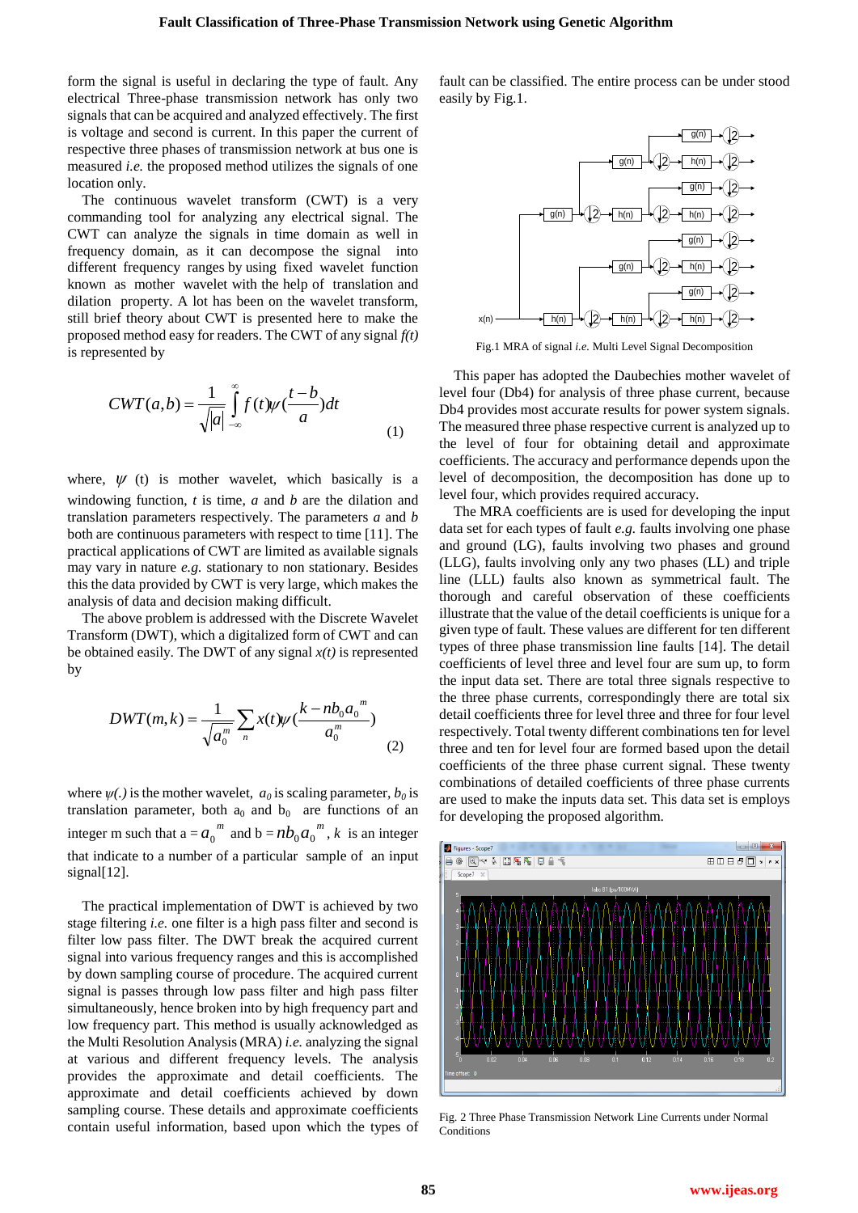form the signal is useful in declaring the type of fault. Any electrical Three-phase transmission network has only two signals that can be acquired and analyzed effectively. The first is voltage and second is current. In this paper the current of respective three phases of transmission network at bus one is measured *i.e.* the proposed method utilizes the signals of one location only.

The continuous wavelet transform (CWT) is a very commanding tool for analyzing any electrical signal. The CWT can analyze the signals in time domain as well in frequency domain, as it can decompose the signal into different frequency ranges by using fixed wavelet function known as mother wavelet with the help of translation and dilation property. A lot has been on the wavelet transform, still brief theory about CWT is presented here to make the proposed method easy for readers. The CWT of any signal $f(t)$ is represented by

$$CWT(a,b) = \frac{1}{\sqrt{|a|}} \int_{-\infty}^{\infty} f(t)\psi\left(\frac{t-b}{a}\right)dt \qquad (1)$$

where, $\psi$ (t) is mother wavelet, which basically is a windowing function, $t$ is time, $a$ and $b$ are the dilation and translation parameters respectively. The parameters $a$ and $b$ both are continuous parameters with respect to time [11]. The practical applications of CWT are limited as available signals may vary in nature *e.g.* stationary to non stationary. Besides this the data provided by CWT is very large, which makes the analysis of data and decision making difficult.

The above problem is addressed with the Discrete Wavelet Transform (DWT), which a digitalized form of CWT and can be obtained easily. The DWT of any signal $x(t)$ is represented by

$$DWT(m,k) = \frac{1}{\sqrt{a_0^m}} \sum_n x(t)\psi\left(\frac{k - nb_0 a_0^{\,m}}{a_0^m}\right) \qquad (2)$$

where $\psi(.)$ is the mother wavelet, $a_0$ is scaling parameter, $b_0$ is translation parameter, both $a_0$ and $b_0$ are functions of an integer m such that a = $a_0^{\,m}$ and b = $nb_0 a_0^{\,m}$, $k$ is an integer that indicate to a number of a particular sample of an input signal[12].

The practical implementation of DWT is achieved by two stage filtering *i.e.* one filter is a high pass filter and second is filter low pass filter. The DWT break the acquired current signal into various frequency ranges and this is accomplished by down sampling course of procedure. The acquired current signal is passes through low pass filter and high pass filter simultaneously, hence broken into by high frequency part and low frequency part. This method is usually acknowledged as the Multi Resolution Analysis (MRA) *i.e.* analyzing the signal at various and different frequency levels. The analysis provides the approximate and detail coefficients. The approximate and detail coefficients achieved by down sampling course. These details and approximate coefficients contain useful information, based upon which the types of fault can be classified. The entire process can be under stood easily by Fig.1.

Fig.1 MRA of signal *i.e.* Multi Level Signal Decomposition

This paper has adopted the Daubechies mother wavelet of level four (Db4) for analysis of three phase current, because Db4 provides most accurate results for power system signals. The measured three phase respective current is analyzed up to the level of four for obtaining detail and approximate coefficients. The accuracy and performance depends upon the level of decomposition, the decomposition has done up to level four, which provides required accuracy.

The MRA coefficients are is used for developing the input data set for each types of fault *e.g.* faults involving one phase and ground (LG), faults involving two phases and ground (LLG), faults involving only any two phases (LL) and triple line (LLL) faults also known as symmetrical fault. The thorough and careful observation of these coefficients illustrate that the value of the detail coefficients is unique for a given type of fault. These values are different for ten different types of three phase transmission line faults [14]. The detail coefficients of level three and level four are sum up, to form the input data set. There are total three signals respective to the three phase currents, correspondingly there are total six detail coefficients three for level three and three for four level respectively. Total twenty different combinations ten for level three and ten for level four are formed based upon the detail coefficients of the three phase current signal. These twenty combinations of detailed coefficients of three phase currents are used to make the inputs data set. This data set is employs for developing the proposed algorithm.

Fig. 2 Three Phase Transmission Network Line Currents under Normal Conditions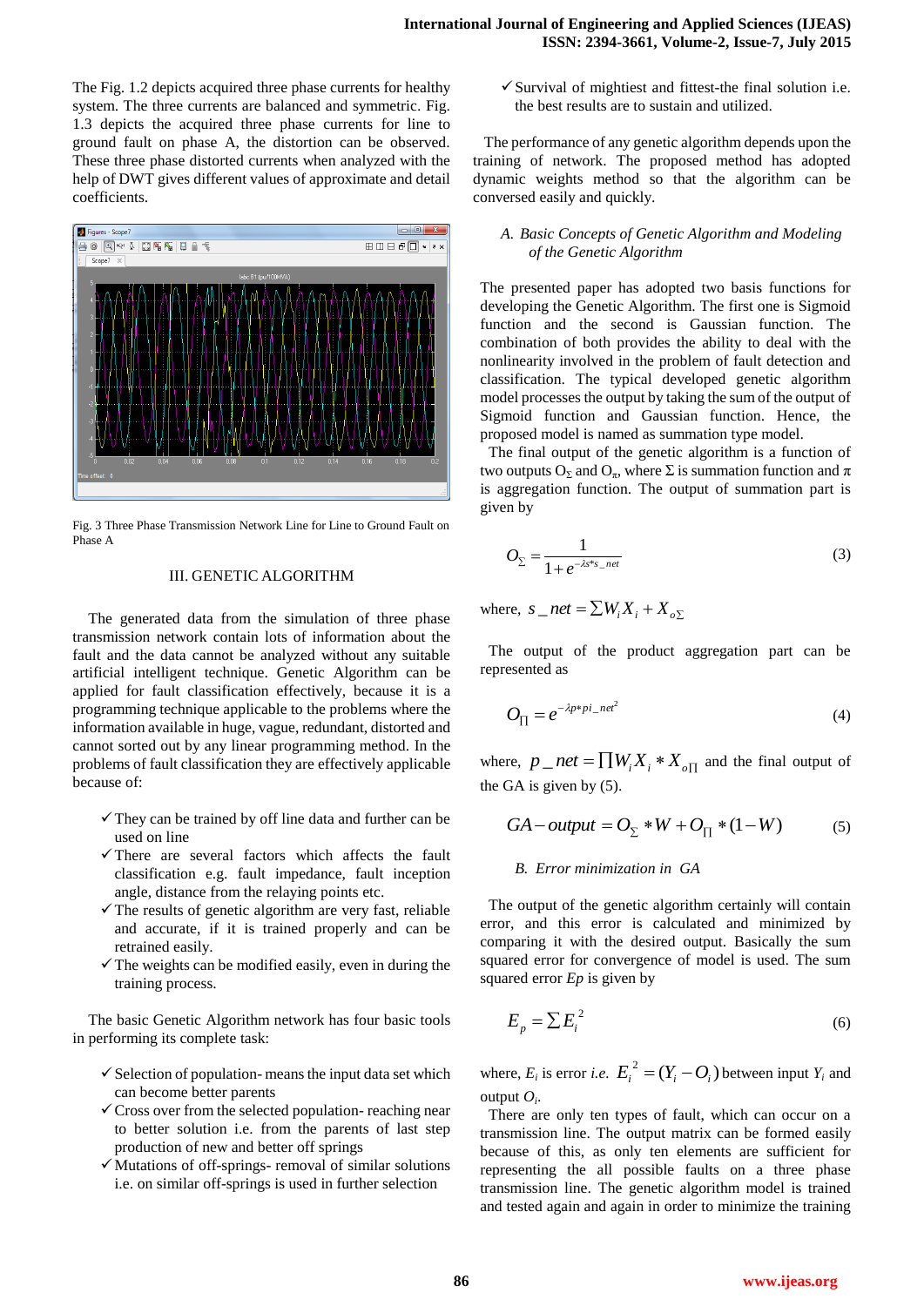The Fig. 1.2 depicts acquired three phase currents for healthy system. The three currents are balanced and symmetric. Fig. 1.3 depicts the acquired three phase currents for line to ground fault on phase A, the distortion can be observed. These three phase distorted currents when analyzed with the help of DWT gives different values of approximate and detail coefficients.

Fig. 3 Three Phase Transmission Network Line for Line to Ground Fault on Phase A

## III. GENETIC ALGORITHM

The generated data from the simulation of three phase transmission network contain lots of information about the fault and the data cannot be analyzed without any suitable artificial intelligent technique. Genetic Algorithm can be applied for fault classification effectively, because it is a programming technique applicable to the problems where the information available in huge, vague, redundant, distorted and cannot sorted out by any linear programming method. In the problems of fault classification they are effectively applicable because of:

- ✓ They can be trained by off line data and further can be used on line
- ✓ There are several factors which affects the fault classification e.g. fault impedance, fault inception angle, distance from the relaying points etc.
- ✓ The results of genetic algorithm are very fast, reliable and accurate, if it is trained properly and can be retrained easily.
- ✓ The weights can be modified easily, even in during the training process.

The basic Genetic Algorithm network has four basic tools in performing its complete task:

- ✓ Selection of population- means the input data set which can become better parents
- ✓ Cross over from the selected population- reaching near to better solution i.e. from the parents of last step production of new and better off springs
- ✓ Mutations of off-springs- removal of similar solutions i.e. on similar off-springs is used in further selection
- ✓ Survival of mightiest and fittest-the final solution i.e. the best results are to sustain and utilized.

The performance of any genetic algorithm depends upon the training of network. The proposed method has adopted dynamic weights method so that the algorithm can be conversed easily and quickly.

### *A. Basic Concepts of Genetic Algorithm and Modeling of the Genetic Algorithm*

The presented paper has adopted two basis functions for developing the Genetic Algorithm. The first one is Sigmoid function and the second is Gaussian function. The combination of both provides the ability to deal with the nonlinearity involved in the problem of fault detection and classification. The typical developed genetic algorithm model processes the output by taking the sum of the output of Sigmoid function and Gaussian function. Hence, the proposed model is named as summation type model.

The final output of the genetic algorithm is a function of two outputs $O_\Sigma$ and $O_\pi$, where $\Sigma$ is summation function and $\pi$ is aggregation function. The output of summation part is given by

$$O_\Sigma = \frac{1}{1+e^{-\lambda s * s\_net}} \tag{3}$$

where, $s\_net = \sum W_i X_i + X_{o\Sigma}$

The output of the product aggregation part can be represented as

$$O_\Pi = e^{-\lambda p * pi\_net^2} \tag{4}$$

where, $p\_net = \prod W_i X_i * X_{o\Pi}$ and the final output of the GA is given by (5).

$$GA - output = O_\Sigma * W + O_\Pi * (1-W) \tag{5}$$

### *B. Error minimization in GA*

The output of the genetic algorithm certainly will contain error, and this error is calculated and minimized by comparing it with the desired output. Basically the sum squared error for convergence of model is used. The sum squared error *Ep* is given by

$$E_p = \sum E_i^2 \tag{6}$$

where, $E_i$ is error *i.e.* $E_i^2 = (Y_i - O_i)$ between input $Y_i$ and output $O_i$.

There are only ten types of fault, which can occur on a transmission line. The output matrix can be formed easily because of this, as only ten elements are sufficient for representing the all possible faults on a three phase transmission line. The genetic algorithm model is trained and tested again and again in order to minimize the training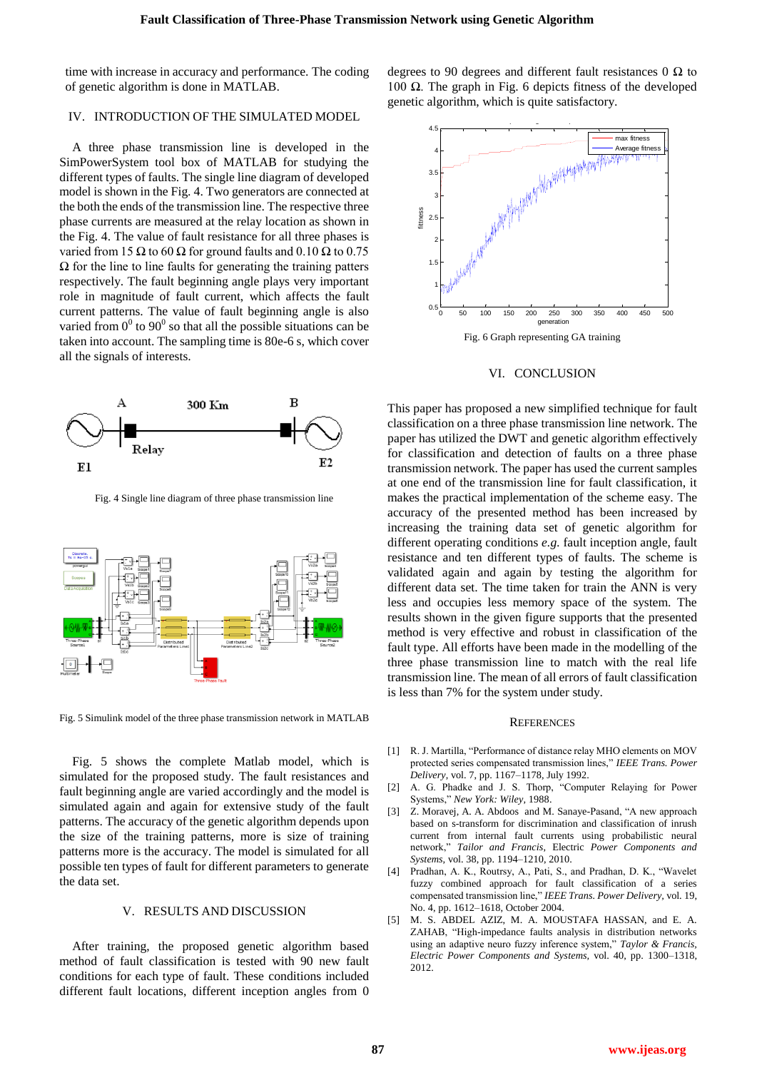time with increase in accuracy and performance. The coding of genetic algorithm is done in MATLAB.

## IV. INTRODUCTION OF THE SIMULATED MODEL

A three phase transmission line is developed in the SimPowerSystem tool box of MATLAB for studying the different types of faults. The single line diagram of developed model is shown in the Fig. 4. Two generators are connected at the both the ends of the transmission line. The respective three phase currents are measured at the relay location as shown in the Fig. 4. The value of fault resistance for all three phases is varied from 15 Ω to 60 Ω for ground faults and 0.10 Ω to 0.75 Ω for the line to line faults for generating the training patters respectively. The fault beginning angle plays very important role in magnitude of fault current, which affects the fault current patterns. The value of fault beginning angle is also varied from $0^0$ to $90^0$ so that all the possible situations can be taken into account. The sampling time is 80e-6 s, which cover all the signals of interests.

Fig. 4 Single line diagram of three phase transmission line

Fig. 5 Simulink model of the three phase transmission network in MATLAB

Fig. 5 shows the complete Matlab model, which is simulated for the proposed study. The fault resistances and fault beginning angle are varied accordingly and the model is simulated again and again for extensive study of the fault patterns. The accuracy of the genetic algorithm depends upon the size of the training patterns, more is size of training patterns more is the accuracy. The model is simulated for all possible ten types of fault for different parameters to generate the data set.

## V. RESULTS AND DISCUSSION

After training, the proposed genetic algorithm based method of fault classification is tested with 90 new fault conditions for each type of fault. These conditions included different fault locations, different inception angles from 0 degrees to 90 degrees and different fault resistances 0 Ω to 100 Ω. The graph in Fig. 6 depicts fitness of the developed genetic algorithm, which is quite satisfactory.

Fig. 6 Graph representing GA training

## VI. CONCLUSION

This paper has proposed a new simplified technique for fault classification on a three phase transmission line network. The paper has utilized the DWT and genetic algorithm effectively for classification and detection of faults on a three phase transmission network. The paper has used the current samples at one end of the transmission line for fault classification, it makes the practical implementation of the scheme easy. The accuracy of the presented method has been increased by increasing the training data set of genetic algorithm for different operating conditions *e.g.* fault inception angle, fault resistance and ten different types of faults. The scheme is validated again and again by testing the algorithm for different data set. The time taken for train the ANN is very less and occupies less memory space of the system. The results shown in the given figure supports that the presented method is very effective and robust in classification of the fault type. All efforts have been made in the modelling of the three phase transmission line to match with the real life transmission line. The mean of all errors of fault classification is less than 7% for the system under study.

## REFERENCES

[1] R. J. Martilla, "Performance of distance relay MHO elements on MOV protected series compensated transmission lines," *IEEE Trans. Power Delivery*, vol. 7, pp. 1167–1178, July 1992.

[2] A. G. Phadke and J. S. Thorp, "Computer Relaying for Power Systems," *New York: Wiley*, 1988.

[3] Z. Moravej, A. A. Abdoos and M. Sanaye-Pasand, "A new approach based on s-transform for discrimination and classification of inrush current from internal fault currents using probabilistic neural network," *Tailor and Francis*, Electric *Power Components and Systems*, vol. 38, pp. 1194–1210, 2010.

[4] Pradhan, A. K., Routrsy, A., Pati, S., and Pradhan, D. K., "Wavelet fuzzy combined approach for fault classification of a series compensated transmission line," *IEEE Trans. Power Delivery*, vol. 19, No. 4, pp. 1612–1618, October 2004.

[5] M. S. ABDEL AZIZ, M. A. MOUSTAFA HASSAN, and E. A. ZAHAB, "High-impedance faults analysis in distribution networks using an adaptive neuro fuzzy inference system," *Taylor & Francis, Electric Power Components and Systems*, vol. 40, pp. 1300–1318, 2012.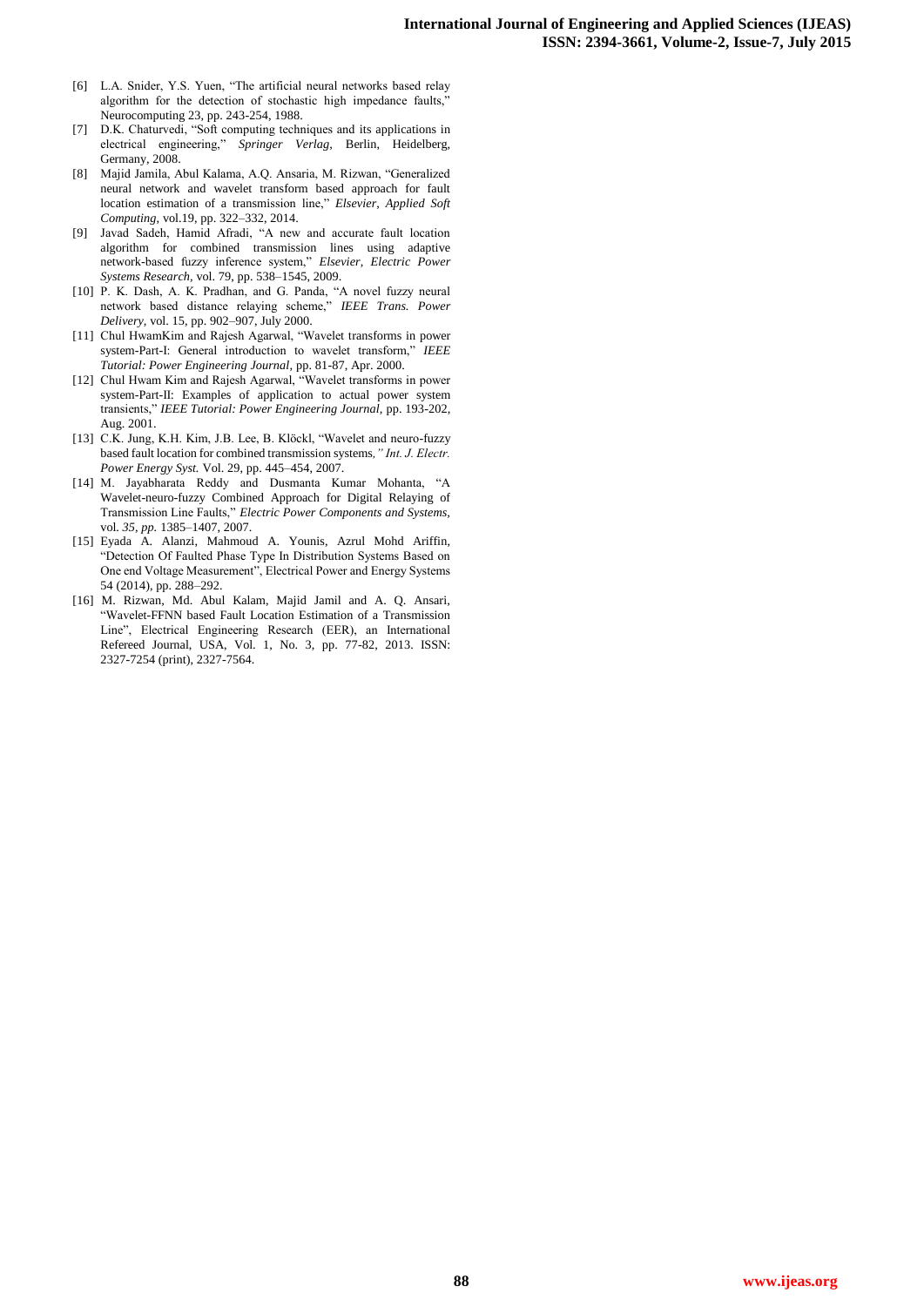[6] L.A. Snider, Y.S. Yuen, "The artificial neural networks based relay algorithm for the detection of stochastic high impedance faults," Neurocomputing 23, pp. 243-254, 1988.

[7] D.K. Chaturvedi, "Soft computing techniques and its applications in electrical engineering," *Springer Verlag*, Berlin, Heidelberg, Germany, 2008.

[8] Majid Jamila, Abul Kalama, A.Q. Ansaria, M. Rizwan, "Generalized neural network and wavelet transform based approach for fault location estimation of a transmission line," *Elsevier, Applied Soft Computing*, vol.19, pp. 322–332, 2014.

[9] Javad Sadeh, Hamid Afradi, "A new and accurate fault location algorithm for combined transmission lines using adaptive network-based fuzzy inference system," *Elsevier, Electric Power Systems Research*, vol. 79, pp. 538–1545, 2009.

[10] P. K. Dash, A. K. Pradhan, and G. Panda, "A novel fuzzy neural network based distance relaying scheme," *IEEE Trans. Power Delivery*, vol. 15, pp. 902–907, July 2000.

[11] Chul HwamKim and Rajesh Agarwal, "Wavelet transforms in power system-Part-I: General introduction to wavelet transform," *IEEE Tutorial: Power Engineering Journal*, pp. 81-87, Apr. 2000.

[12] Chul Hwam Kim and Rajesh Agarwal, "Wavelet transforms in power system-Part-II: Examples of application to actual power system transients," *IEEE Tutorial: Power Engineering Journal*, pp. 193-202, Aug. 2001.

[13] C.K. Jung, K.H. Kim, J.B. Lee, B. Klöckl, "Wavelet and neuro-fuzzy based fault location for combined transmission systems*," Int. J. Electr. Power Energy Syst.* Vol. 29, pp. 445–454, 2007.

[14] M. Jayabharata Reddy and Dusmanta Kumar Mohanta, "A Wavelet-neuro-fuzzy Combined Approach for Digital Relaying of Transmission Line Faults," *Electric Power Components and Systems*, vol. *35, pp.* 1385–1407, 2007.

[15] Eyada A. Alanzi, Mahmoud A. Younis, Azrul Mohd Ariffin, "Detection Of Faulted Phase Type In Distribution Systems Based on One end Voltage Measurement", Electrical Power and Energy Systems 54 (2014), pp. 288–292.

[16] M. Rizwan, Md. Abul Kalam, Majid Jamil and A. Q. Ansari, "Wavelet-FFNN based Fault Location Estimation of a Transmission Line", Electrical Engineering Research (EER), an International Refereed Journal, USA, Vol. 1, No. 3, pp. 77-82, 2013. ISSN: 2327-7254 (print), 2327-7564.